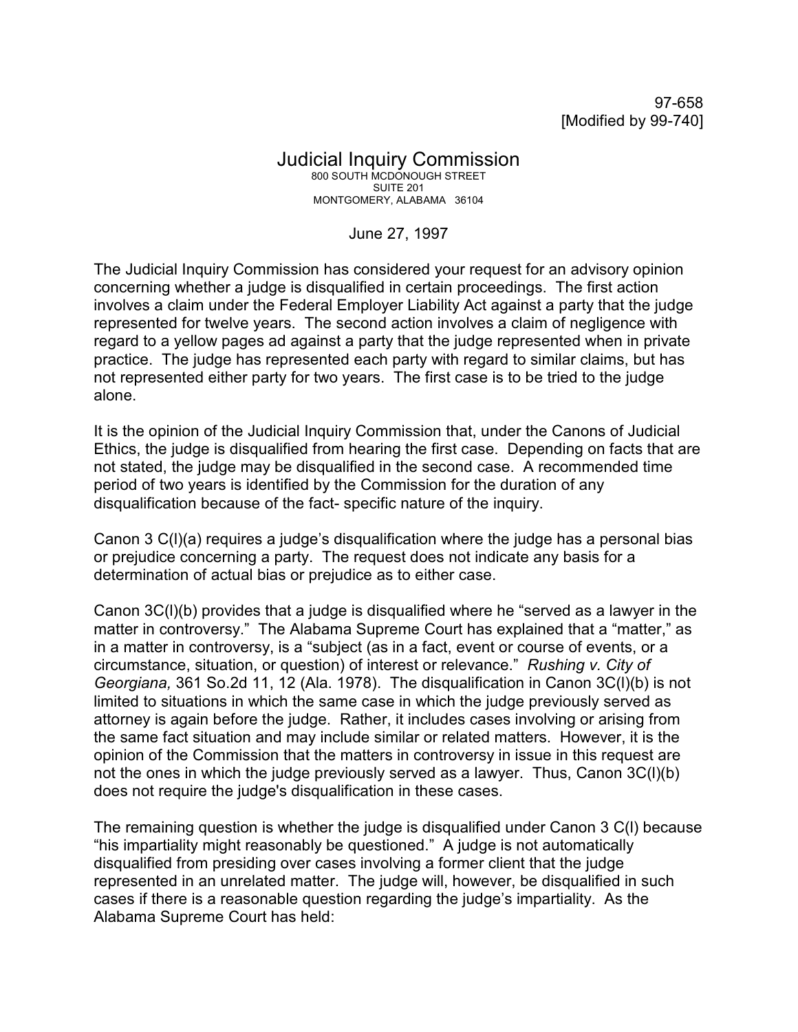97-658
[Modified by 99-740]

# Judicial Inquiry Commission

800 SOUTH MCDONOUGH STREET
SUITE 201
MONTGOMERY, ALABAMA 36104

June 27, 1997

The Judicial Inquiry Commission has considered your request for an advisory opinion concerning whether a judge is disqualified in certain proceedings. The first action involves a claim under the Federal Employer Liability Act against a party that the judge represented for twelve years. The second action involves a claim of negligence with regard to a yellow pages ad against a party that the judge represented when in private practice. The judge has represented each party with regard to similar claims, but has not represented either party for two years. The first case is to be tried to the judge alone.

It is the opinion of the Judicial Inquiry Commission that, under the Canons of Judicial Ethics, the judge is disqualified from hearing the first case. Depending on facts that are not stated, the judge may be disqualified in the second case. A recommended time period of two years is identified by the Commission for the duration of any disqualification because of the fact- specific nature of the inquiry.

Canon 3 C(l)(a) requires a judge's disqualification where the judge has a personal bias or prejudice concerning a party. The request does not indicate any basis for a determination of actual bias or prejudice as to either case.

Canon 3C(l)(b) provides that a judge is disqualified where he "served as a lawyer in the matter in controversy." The Alabama Supreme Court has explained that a "matter," as in a matter in controversy, is a "subject (as in a fact, event or course of events, or a circumstance, situation, or question) of interest or relevance." *Rushing v. City of Georgiana,* 361 So.2d 11, 12 (Ala. 1978). The disqualification in Canon 3C(l)(b) is not limited to situations in which the same case in which the judge previously served as attorney is again before the judge. Rather, it includes cases involving or arising from the same fact situation and may include similar or related matters. However, it is the opinion of the Commission that the matters in controversy in issue in this request are not the ones in which the judge previously served as a lawyer. Thus, Canon 3C(l)(b) does not require the judge's disqualification in these cases.

The remaining question is whether the judge is disqualified under Canon 3 C(l) because "his impartiality might reasonably be questioned." A judge is not automatically disqualified from presiding over cases involving a former client that the judge represented in an unrelated matter. The judge will, however, be disqualified in such cases if there is a reasonable question regarding the judge's impartiality. As the Alabama Supreme Court has held: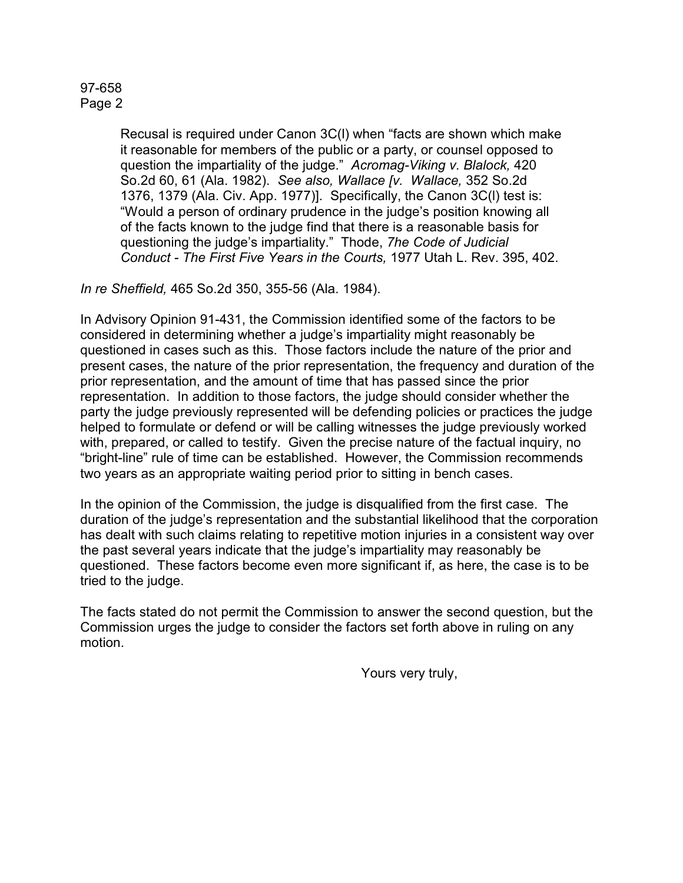> Recusal is required under Canon 3C(l) when "facts are shown which make it reasonable for members of the public or a party, or counsel opposed to question the impartiality of the judge." *Acromag-Viking v. Blalock,* 420 So.2d 60, 61 (Ala. 1982). *See also, Wallace [v. Wallace,* 352 So.2d 1376, 1379 (Ala. Civ. App. 1977)]. Specifically, the Canon 3C(l) test is: "Would a person of ordinary prudence in the judge's position knowing all of the facts known to the judge find that there is a reasonable basis for questioning the judge's impartiality." Thode, *7he Code of Judicial Conduct - The First Five Years in the Courts,* 1977 Utah L. Rev. 395, 402.

*In re Sheffield,* 465 So.2d 350, 355-56 (Ala. 1984).

In Advisory Opinion 91-431, the Commission identified some of the factors to be considered in determining whether a judge's impartiality might reasonably be questioned in cases such as this. Those factors include the nature of the prior and present cases, the nature of the prior representation, the frequency and duration of the prior representation, and the amount of time that has passed since the prior representation. In addition to those factors, the judge should consider whether the party the judge previously represented will be defending policies or practices the judge helped to formulate or defend or will be calling witnesses the judge previously worked with, prepared, or called to testify. Given the precise nature of the factual inquiry, no "bright-line" rule of time can be established. However, the Commission recommends two years as an appropriate waiting period prior to sitting in bench cases.

In the opinion of the Commission, the judge is disqualified from the first case. The duration of the judge's representation and the substantial likelihood that the corporation has dealt with such claims relating to repetitive motion injuries in a consistent way over the past several years indicate that the judge's impartiality may reasonably be questioned. These factors become even more significant if, as here, the case is to be tried to the judge.

The facts stated do not permit the Commission to answer the second question, but the Commission urges the judge to consider the factors set forth above in ruling on any motion.

Yours very truly,